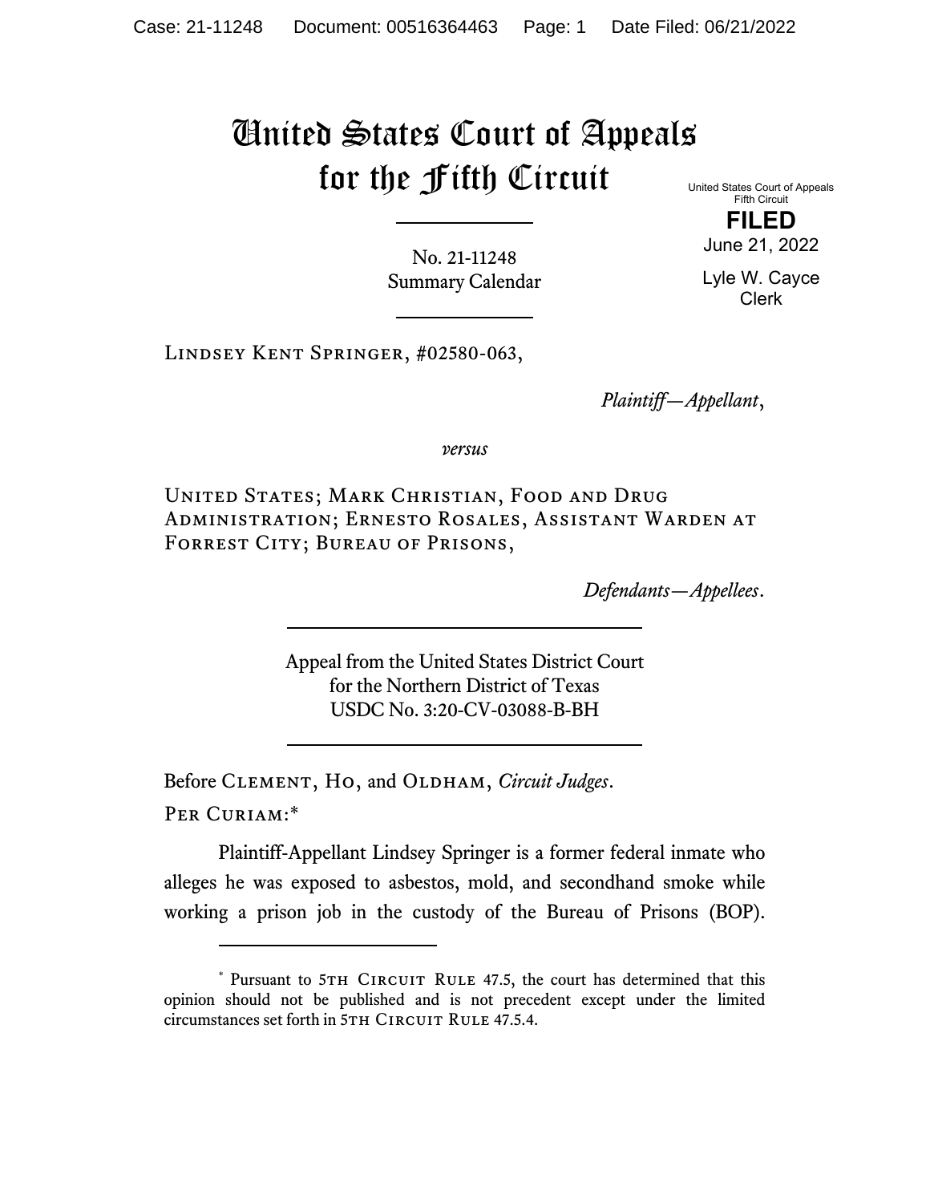# United States Court of Appeals for the Fifth Circuit

United States Court of Appeals
Fifth Circuit

**FILED**

June 21, 2022

Lyle W. Cayce
Clerk

No. 21-11248
Summary Calendar

---

Lindsey Kent Springer, #02580-063,

*Plaintiff—Appellant*,

*versus*

United States; Mark Christian, Food and Drug Administration; Ernesto Rosales, Assistant Warden at Forrest City; Bureau of Prisons,

*Defendants—Appellees*.

---

Appeal from the United States District Court
for the Northern District of Texas
USDC No. 3:20-CV-03088-B-BH

---

Before Clement, Ho, and Oldham, *Circuit Judges*.

Per Curiam:*

Plaintiff-Appellant Lindsey Springer is a former federal inmate who alleges he was exposed to asbestos, mold, and secondhand smoke while working a prison job in the custody of the Bureau of Prisons (BOP).

---

\* Pursuant to 5th Circuit Rule 47.5, the court has determined that this opinion should not be published and is not precedent except under the limited circumstances set forth in 5th Circuit Rule 47.5.4.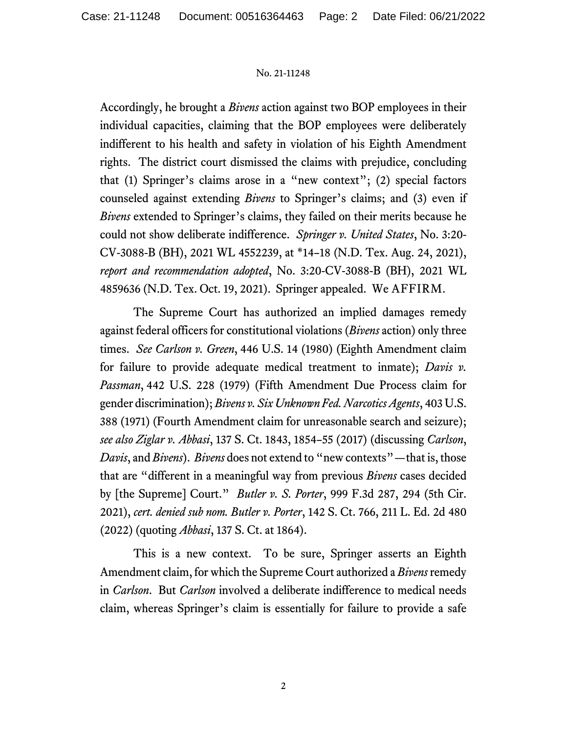Accordingly, he brought a *Bivens* action against two BOP employees in their individual capacities, claiming that the BOP employees were deliberately indifferent to his health and safety in violation of his Eighth Amendment rights. The district court dismissed the claims with prejudice, concluding that (1) Springer's claims arose in a "new context"; (2) special factors counseled against extending *Bivens* to Springer's claims; and (3) even if *Bivens* extended to Springer's claims, they failed on their merits because he could not show deliberate indifference. *Springer v. United States*, No. 3:20-CV-3088-B (BH), 2021 WL 4552239, at *14–18 (N.D. Tex. Aug. 24, 2021), *report and recommendation adopted*, No. 3:20-CV-3088-B (BH), 2021 WL 4859636 (N.D. Tex. Oct. 19, 2021). Springer appealed. We AFFIRM.

The Supreme Court has authorized an implied damages remedy against federal officers for constitutional violations (*Bivens* action) only three times. *See Carlson v. Green*, 446 U.S. 14 (1980) (Eighth Amendment claim for failure to provide adequate medical treatment to inmate); *Davis v. Passman*, 442 U.S. 228 (1979) (Fifth Amendment Due Process claim for gender discrimination); *Bivens v. Six Unknown Fed. Narcotics Agents*, 403 U.S. 388 (1971) (Fourth Amendment claim for unreasonable search and seizure); *see also Ziglar v. Abbasi*, 137 S. Ct. 1843, 1854–55 (2017) (discussing *Carlson*, *Davis*, and *Bivens*). *Bivens* does not extend to "new contexts"—that is, those that are "different in a meaningful way from previous *Bivens* cases decided by [the Supreme] Court." *Butler v. S. Porter*, 999 F.3d 287, 294 (5th Cir. 2021), *cert. denied sub nom. Butler v. Porter*, 142 S. Ct. 766, 211 L. Ed. 2d 480 (2022) (quoting *Abbasi*, 137 S. Ct. at 1864).

This is a new context. To be sure, Springer asserts an Eighth Amendment claim, for which the Supreme Court authorized a *Bivens* remedy in *Carlson*. But *Carlson* involved a deliberate indifference to medical needs claim, whereas Springer's claim is essentially for failure to provide a safe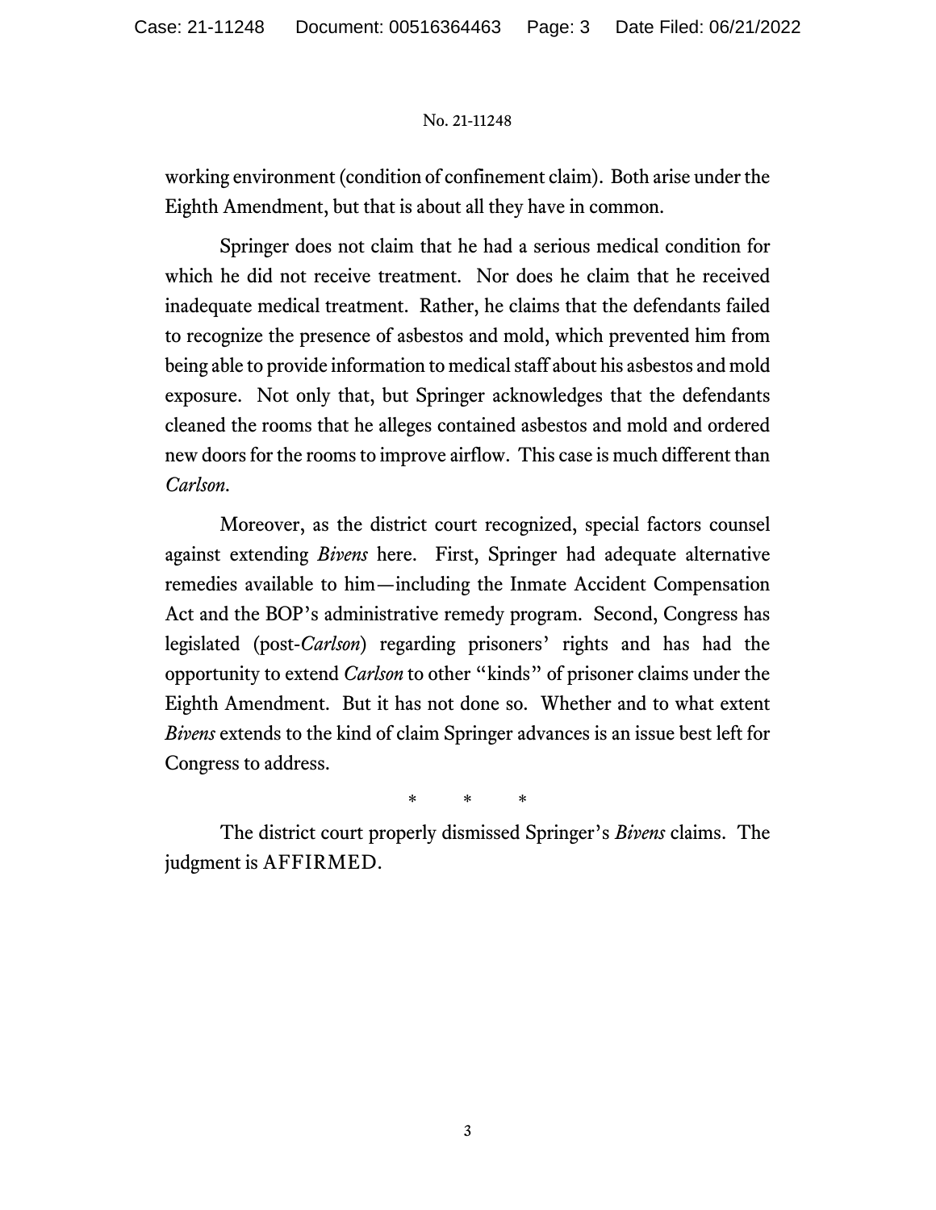working environment (condition of confinement claim). Both arise under the Eighth Amendment, but that is about all they have in common.

Springer does not claim that he had a serious medical condition for which he did not receive treatment. Nor does he claim that he received inadequate medical treatment. Rather, he claims that the defendants failed to recognize the presence of asbestos and mold, which prevented him from being able to provide information to medical staff about his asbestos and mold exposure. Not only that, but Springer acknowledges that the defendants cleaned the rooms that he alleges contained asbestos and mold and ordered new doors for the rooms to improve airflow. This case is much different than *Carlson*.

Moreover, as the district court recognized, special factors counsel against extending *Bivens* here. First, Springer had adequate alternative remedies available to him—including the Inmate Accident Compensation Act and the BOP's administrative remedy program. Second, Congress has legislated (post-*Carlson*) regarding prisoners' rights and has had the opportunity to extend *Carlson* to other "kinds" of prisoner claims under the Eighth Amendment. But it has not done so. Whether and to what extent *Bivens* extends to the kind of claim Springer advances is an issue best left for Congress to address.

\* \* \*

The district court properly dismissed Springer's *Bivens* claims. The judgment is AFFIRMED.